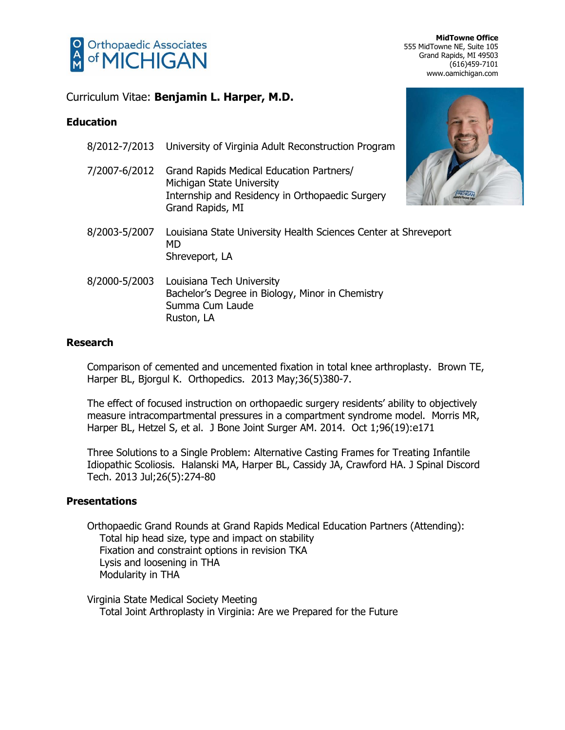Orthopaedic Associates of MICHIGAN

**MidTowne Office**
555 MidTowne NE, Suite 105
Grand Rapids, MI 49503
(616)459-7101
www.oamichigan.com

Curriculum Vitae: **Benjamin L. Harper, M.D.**

## Education

8/2012-7/2013 University of Virginia Adult Reconstruction Program

7/2007-6/2012 Grand Rapids Medical Education Partners/
Michigan State University
Internship and Residency in Orthopaedic Surgery
Grand Rapids, MI

8/2003-5/2007 Louisiana State University Health Sciences Center at Shreveport
MD
Shreveport, LA

8/2000-5/2003 Louisiana Tech University
Bachelor's Degree in Biology, Minor in Chemistry
Summa Cum Laude
Ruston, LA

## Research

Comparison of cemented and uncemented fixation in total knee arthroplasty. Brown TE, Harper BL, Bjorgul K. Orthopedics. 2013 May;36(5)380-7.

The effect of focused instruction on orthopaedic surgery residents' ability to objectively measure intracompartmental pressures in a compartment syndrome model. Morris MR, Harper BL, Hetzel S, et al. J Bone Joint Surger AM. 2014. Oct 1;96(19):e171

Three Solutions to a Single Problem: Alternative Casting Frames for Treating Infantile Idiopathic Scoliosis. Halanski MA, Harper BL, Cassidy JA, Crawford HA. J Spinal Discord Tech. 2013 Jul;26(5):274-80

## Presentations

Orthopaedic Grand Rounds at Grand Rapids Medical Education Partners (Attending):
- Total hip head size, type and impact on stability
- Fixation and constraint options in revision TKA
- Lysis and loosening in THA
- Modularity in THA

Virginia State Medical Society Meeting
- Total Joint Arthroplasty in Virginia: Are we Prepared for the Future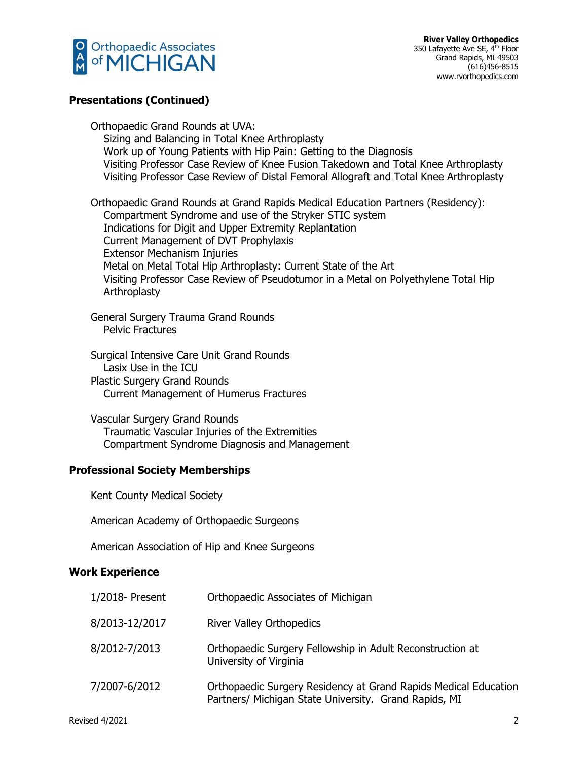## Presentations (Continued)

Orthopaedic Grand Rounds at UVA:
- Sizing and Balancing in Total Knee Arthroplasty
- Work up of Young Patients with Hip Pain: Getting to the Diagnosis
- Visiting Professor Case Review of Knee Fusion Takedown and Total Knee Arthroplasty
- Visiting Professor Case Review of Distal Femoral Allograft and Total Knee Arthroplasty

Orthopaedic Grand Rounds at Grand Rapids Medical Education Partners (Residency):
- Compartment Syndrome and use of the Stryker STIC system
- Indications for Digit and Upper Extremity Replantation
- Current Management of DVT Prophylaxis
- Extensor Mechanism Injuries
- Metal on Metal Total Hip Arthroplasty: Current State of the Art
- Visiting Professor Case Review of Pseudotumor in a Metal on Polyethylene Total Hip Arthroplasty

General Surgery Trauma Grand Rounds
- Pelvic Fractures

Surgical Intensive Care Unit Grand Rounds
- Lasix Use in the ICU

Plastic Surgery Grand Rounds
- Current Management of Humerus Fractures

Vascular Surgery Grand Rounds
- Traumatic Vascular Injuries of the Extremities
- Compartment Syndrome Diagnosis and Management

## Professional Society Memberships

Kent County Medical Society

American Academy of Orthopaedic Surgeons

American Association of Hip and Knee Surgeons

## Work Experience

| | |
|---|---|
| 1/2018- Present | Orthopaedic Associates of Michigan |
| 8/2013-12/2017 | River Valley Orthopedics |
| 8/2012-7/2013 | Orthopaedic Surgery Fellowship in Adult Reconstruction at University of Virginia |
| 7/2007-6/2012 | Orthopaedic Surgery Residency at Grand Rapids Medical Education Partners/ Michigan State University. Grand Rapids, MI |

Revised 4/2021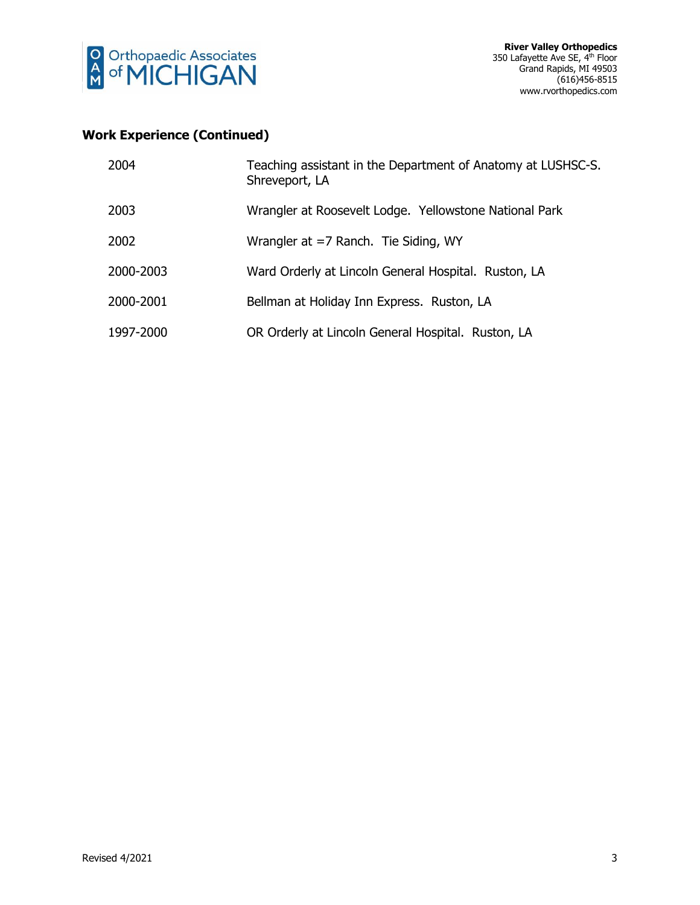## Work Experience (Continued)

| | |
|---|---|
| 2004 | Teaching assistant in the Department of Anatomy at LUSHSC-S. Shreveport, LA |
| 2003 | Wrangler at Roosevelt Lodge. Yellowstone National Park |
| 2002 | Wrangler at =7 Ranch. Tie Siding, WY |
| 2000-2003 | Ward Orderly at Lincoln General Hospital. Ruston, LA |
| 2000-2001 | Bellman at Holiday Inn Express. Ruston, LA |
| 1997-2000 | OR Orderly at Lincoln General Hospital. Ruston, LA |